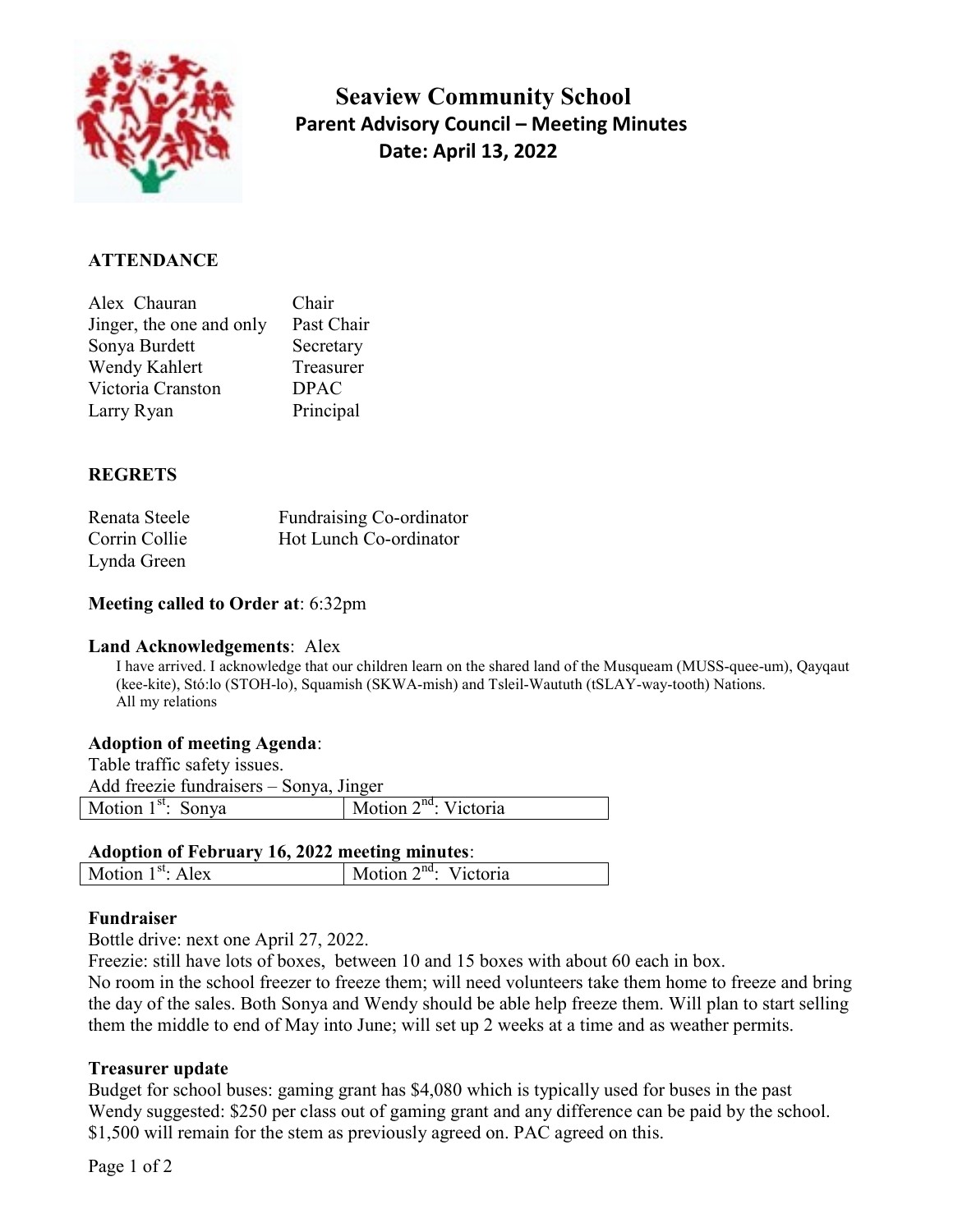# Seaview Community School

## Parent Advisory Council – Meeting Minutes

### Date: April 13, 2022

**ATTENDANCE**

| | |
|---|---|
| Alex Chauran | Chair |
| Jinger, the one and only | Past Chair |
| Sonya Burdett | Secretary |
| Wendy Kahlert | Treasurer |
| Victoria Cranston | DPAC |
| Larry Ryan | Principal |

**REGRETS**

| | |
|---|---|
| Renata Steele | Fundraising Co-ordinator |
| Corrin Collie | Hot Lunch Co-ordinator |
| Lynda Green | |

**Meeting called to Order at**: 6:32pm

**Land Acknowledgements**: Alex

I have arrived. I acknowledge that our children learn on the shared land of the Musqueam (MUSS-quee-um), Qayqaut (kee-kite), Stó:lo (STOH-lo), Squamish (SKWA-mish) and Tsleil-Waututh (tSLAY-way-tooth) Nations.
All my relations

**Adoption of meeting Agenda**:

Table traffic safety issues.
Add freezie fundraisers – Sonya, Jinger

| Motion 1st: Sonya | Motion 2nd: Victoria |
|---|---|

**Adoption of February 16, 2022 meeting minutes**:

| Motion 1st: Alex | Motion 2nd: Victoria |
|---|---|

**Fundraiser**

Bottle drive: next one April 27, 2022.
Freezie: still have lots of boxes, between 10 and 15 boxes with about 60 each in box.
No room in the school freezer to freeze them; will need volunteers take them home to freeze and bring the day of the sales. Both Sonya and Wendy should be able help freeze them. Will plan to start selling them the middle to end of May into June; will set up 2 weeks at a time and as weather permits.

**Treasurer update**

Budget for school buses: gaming grant has $4,080 which is typically used for buses in the past
Wendy suggested: $250 per class out of gaming grant and any difference can be paid by the school.
$1,500 will remain for the stem as previously agreed on. PAC agreed on this.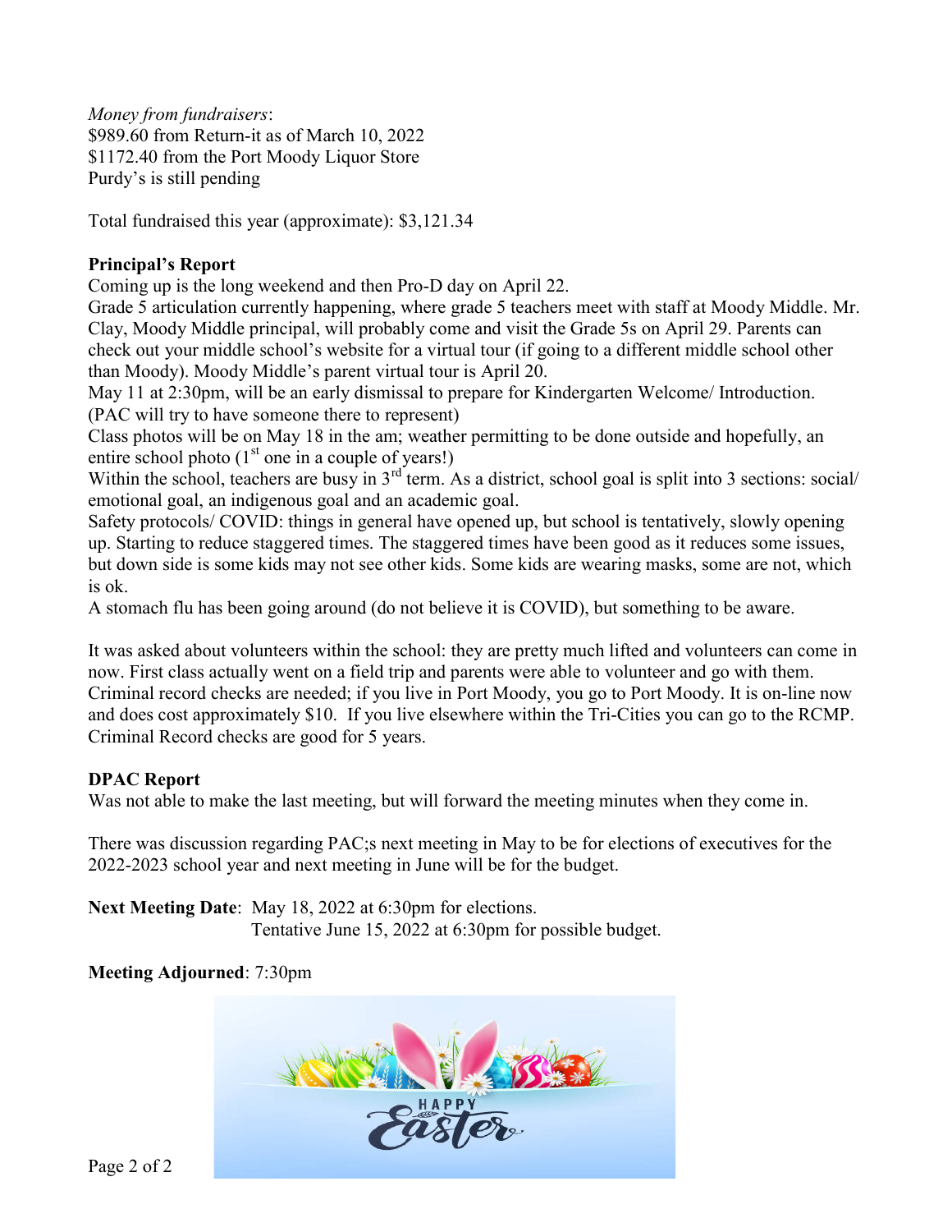*Money from fundraisers*:
$989.60 from Return-it as of March 10, 2022
$1172.40 from the Port Moody Liquor Store
Purdy's is still pending

Total fundraised this year (approximate): $3,121.34

**Principal's Report**
Coming up is the long weekend and then Pro-D day on April 22.
Grade 5 articulation currently happening, where grade 5 teachers meet with staff at Moody Middle. Mr. Clay, Moody Middle principal, will probably come and visit the Grade 5s on April 29. Parents can check out your middle school's website for a virtual tour (if going to a different middle school other than Moody). Moody Middle's parent virtual tour is April 20.
May 11 at 2:30pm, will be an early dismissal to prepare for Kindergarten Welcome/ Introduction. (PAC will try to have someone there to represent)
Class photos will be on May 18 in the am; weather permitting to be done outside and hopefully, an entire school photo (1st one in a couple of years!)
Within the school, teachers are busy in 3rd term. As a district, school goal is split into 3 sections: social/ emotional goal, an indigenous goal and an academic goal.
Safety protocols/ COVID: things in general have opened up, but school is tentatively, slowly opening up. Starting to reduce staggered times. The staggered times have been good as it reduces some issues, but down side is some kids may not see other kids. Some kids are wearing masks, some are not, which is ok.
A stomach flu has been going around (do not believe it is COVID), but something to be aware.

It was asked about volunteers within the school: they are pretty much lifted and volunteers can come in now. First class actually went on a field trip and parents were able to volunteer and go with them. Criminal record checks are needed; if you live in Port Moody, you go to Port Moody. It is on-line now and does cost approximately $10. If you live elsewhere within the Tri-Cities you can go to the RCMP. Criminal Record checks are good for 5 years.

**DPAC Report**
Was not able to make the last meeting, but will forward the meeting minutes when they come in.

There was discussion regarding PAC;s next meeting in May to be for elections of executives for the 2022-2023 school year and next meeting in June will be for the budget.

**Next Meeting Date**: May 18, 2022 at 6:30pm for elections.
Tentative June 15, 2022 at 6:30pm for possible budget.

**Meeting Adjourned**: 7:30pm

HAPPY Easter